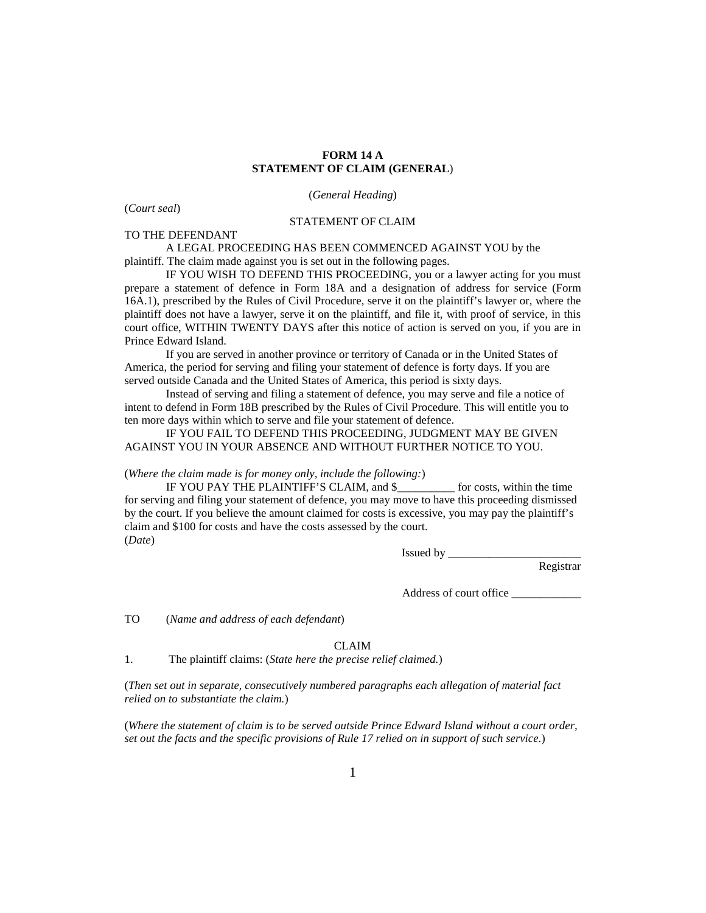**FORM 14 A**
**STATEMENT OF CLAIM (GENERAL)**

(*General Heading*)

(*Court seal*)

STATEMENT OF CLAIM

TO THE DEFENDANT

A LEGAL PROCEEDING HAS BEEN COMMENCED AGAINST YOU by the plaintiff. The claim made against you is set out in the following pages.

IF YOU WISH TO DEFEND THIS PROCEEDING, you or a lawyer acting for you must prepare a statement of defence in Form 18A and a designation of address for service (Form 16A.1), prescribed by the Rules of Civil Procedure, serve it on the plaintiff's lawyer or, where the plaintiff does not have a lawyer, serve it on the plaintiff, and file it, with proof of service, in this court office, WITHIN TWENTY DAYS after this notice of action is served on you, if you are in Prince Edward Island.

If you are served in another province or territory of Canada or in the United States of America, the period for serving and filing your statement of defence is forty days. If you are served outside Canada and the United States of America, this period is sixty days.

Instead of serving and filing a statement of defence, you may serve and file a notice of intent to defend in Form 18B prescribed by the Rules of Civil Procedure. This will entitle you to ten more days within which to serve and file your statement of defence.

IF YOU FAIL TO DEFEND THIS PROCEEDING, JUDGMENT MAY BE GIVEN AGAINST YOU IN YOUR ABSENCE AND WITHOUT FURTHER NOTICE TO YOU.

(*Where the claim made is for money only, include the following:*)

IF YOU PAY THE PLAINTIFF'S CLAIM, and $__________ for costs, within the time for serving and filing your statement of defence, you may move to have this proceeding dismissed by the court. If you believe the amount claimed for costs is excessive, you may pay the plaintiff's claim and $100 for costs and have the costs assessed by the court.

(*Date*)

Issued by _______________________
Registrar

Address of court office ____________

TO (*Name and address of each defendant*)

CLAIM

1. The plaintiff claims: (*State here the precise relief claimed.*)

(*Then set out in separate, consecutively numbered paragraphs each allegation of material fact relied on to substantiate the claim.*)

(*Where the statement of claim is to be served outside Prince Edward Island without a court order, set out the facts and the specific provisions of Rule 17 relied on in support of such service.*)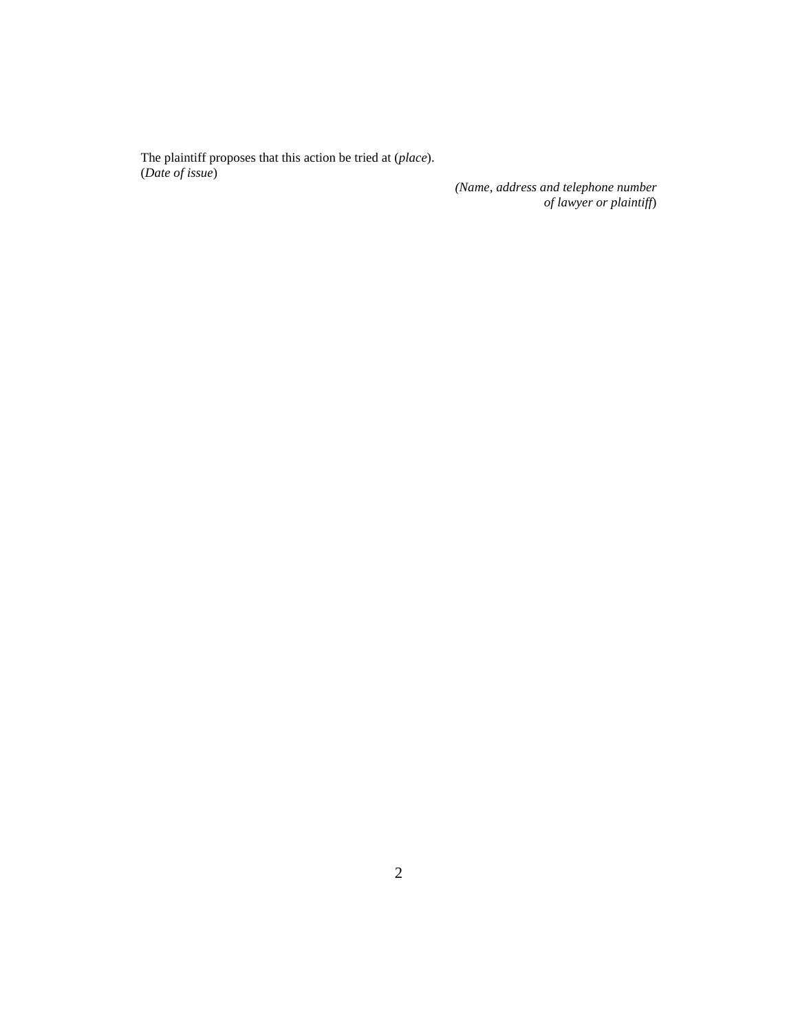The plaintiff proposes that this action be tried at (*place*).
(*Date of issue*)

*(Name, address and telephone number*
*of lawyer or plaintiff*)